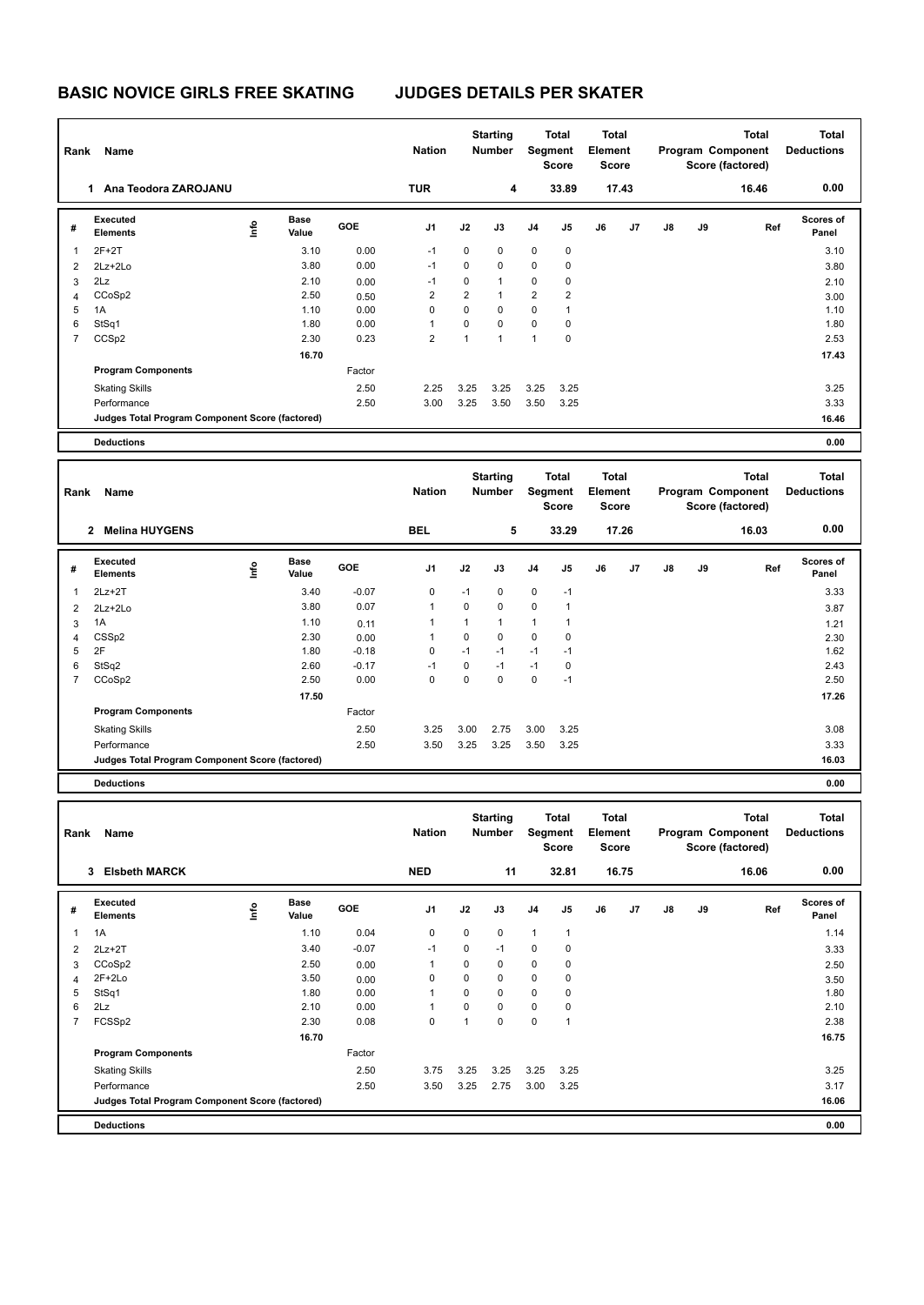# BASIC NOVICE GIRLS FREE SKATING JUDGES DETAILS PER SKATER

| Rank | Name | Nation | Starting Number | Total Segment Score | Total Element Score | Total Program Component Score (factored) | Total Deductions |
|---|---|---|---|---|---|---|---|
| 1 | Ana Teodora ZAROJANU | TUR | 4 | 33.89 | 17.43 | 16.46 | 0.00 |

| # | Executed Elements | Info | Base Value | GOE | J1 | J2 | J3 | J4 | J5 | J6 | J7 | J8 | J9 | Ref | Scores of Panel |
|---|---|---|---|---|---|---|---|---|---|---|---|---|---|---|---|
| 1 | 2F+2T | | 3.10 | 0.00 | -1 | 0 | 0 | 0 | 0 | | | | | | 3.10 |
| 2 | 2Lz+2Lo | | 3.80 | 0.00 | -1 | 0 | 0 | 0 | 0 | | | | | | 3.80 |
| 3 | 2Lz | | 2.10 | 0.00 | -1 | 0 | 1 | 0 | 0 | | | | | | 2.10 |
| 4 | CCoSp2 | | 2.50 | 0.50 | 2 | 2 | 1 | 2 | 2 | | | | | | 3.00 |
| 5 | 1A | | 1.10 | 0.00 | 0 | 0 | 0 | 0 | 1 | | | | | | 1.10 |
| 6 | StSq1 | | 1.80 | 0.00 | 1 | 0 | 0 | 0 | 0 | | | | | | 1.80 |
| 7 | CCSp2 | | 2.30 | 0.23 | 2 | 1 | 1 | 1 | 0 | | | | | | 2.53 |
| | | | 16.70 | | | | | | | | | | | | 17.43 |
| | **Program Components** | | | Factor | | | | | | | | | | | |
| | Skating Skills | | | 2.50 | 2.25 | 3.25 | 3.25 | 3.25 | 3.25 | | | | | | 3.25 |
| | Performance | | | 2.50 | 3.00 | 3.25 | 3.50 | 3.50 | 3.25 | | | | | | 3.33 |
| | Judges Total Program Component Score (factored) | | | | | | | | | | | | | | 16.46 |
| | **Deductions** | | | | | | | | | | | | | | 0.00 |

| Rank | Name | Nation | Starting Number | Total Segment Score | Total Element Score | Total Program Component Score (factored) | Total Deductions |
|---|---|---|---|---|---|---|---|
| 2 | Melina HUYGENS | BEL | 5 | 33.29 | 17.26 | 16.03 | 0.00 |

| # | Executed Elements | Info | Base Value | GOE | J1 | J2 | J3 | J4 | J5 | J6 | J7 | J8 | J9 | Ref | Scores of Panel |
|---|---|---|---|---|---|---|---|---|---|---|---|---|---|---|---|
| 1 | 2Lz+2T | | 3.40 | -0.07 | 0 | -1 | 0 | 0 | -1 | | | | | | 3.33 |
| 2 | 2Lz+2Lo | | 3.80 | 0.07 | 1 | 0 | 0 | 0 | 1 | | | | | | 3.87 |
| 3 | 1A | | 1.10 | 0.11 | 1 | 1 | 1 | 1 | 1 | | | | | | 1.21 |
| 4 | CSSp2 | | 2.30 | 0.00 | 1 | 0 | 0 | 0 | 0 | | | | | | 2.30 |
| 5 | 2F | | 1.80 | -0.18 | 0 | -1 | -1 | -1 | -1 | | | | | | 1.62 |
| 6 | StSq2 | | 2.60 | -0.17 | -1 | 0 | -1 | -1 | 0 | | | | | | 2.43 |
| 7 | CCoSp2 | | 2.50 | 0.00 | 0 | 0 | 0 | 0 | -1 | | | | | | 2.50 |
| | | | 17.50 | | | | | | | | | | | | 17.26 |
| | **Program Components** | | | Factor | | | | | | | | | | | |
| | Skating Skills | | | 2.50 | 3.25 | 3.00 | 2.75 | 3.00 | 3.25 | | | | | | 3.08 |
| | Performance | | | 2.50 | 3.50 | 3.25 | 3.25 | 3.50 | 3.25 | | | | | | 3.33 |
| | Judges Total Program Component Score (factored) | | | | | | | | | | | | | | 16.03 |
| | **Deductions** | | | | | | | | | | | | | | 0.00 |

| Rank | Name | Nation | Starting Number | Total Segment Score | Total Element Score | Total Program Component Score (factored) | Total Deductions |
|---|---|---|---|---|---|---|---|
| 3 | Elsbeth MARCK | NED | 11 | 32.81 | 16.75 | 16.06 | 0.00 |

| # | Executed Elements | Info | Base Value | GOE | J1 | J2 | J3 | J4 | J5 | J6 | J7 | J8 | J9 | Ref | Scores of Panel |
|---|---|---|---|---|---|---|---|---|---|---|---|---|---|---|---|
| 1 | 1A | | 1.10 | 0.04 | 0 | 0 | 0 | 1 | 1 | | | | | | 1.14 |
| 2 | 2Lz+2T | | 3.40 | -0.07 | -1 | 0 | -1 | 0 | 0 | | | | | | 3.33 |
| 3 | CCoSp2 | | 2.50 | 0.00 | 1 | 0 | 0 | 0 | 0 | | | | | | 2.50 |
| 4 | 2F+2Lo | | 3.50 | 0.00 | 0 | 0 | 0 | 0 | 0 | | | | | | 3.50 |
| 5 | StSq1 | | 1.80 | 0.00 | 1 | 0 | 0 | 0 | 0 | | | | | | 1.80 |
| 6 | 2Lz | | 2.10 | 0.00 | 1 | 0 | 0 | 0 | 0 | | | | | | 2.10 |
| 7 | FCSSp2 | | 2.30 | 0.08 | 0 | 1 | 0 | 0 | 1 | | | | | | 2.38 |
| | | | 16.70 | | | | | | | | | | | | 16.75 |
| | **Program Components** | | | Factor | | | | | | | | | | | |
| | Skating Skills | | | 2.50 | 3.75 | 3.25 | 3.25 | 3.25 | 3.25 | | | | | | 3.25 |
| | Performance | | | 2.50 | 3.50 | 3.25 | 2.75 | 3.00 | 3.25 | | | | | | 3.17 |
| | Judges Total Program Component Score (factored) | | | | | | | | | | | | | | 16.06 |
| | **Deductions** | | | | | | | | | | | | | | 0.00 |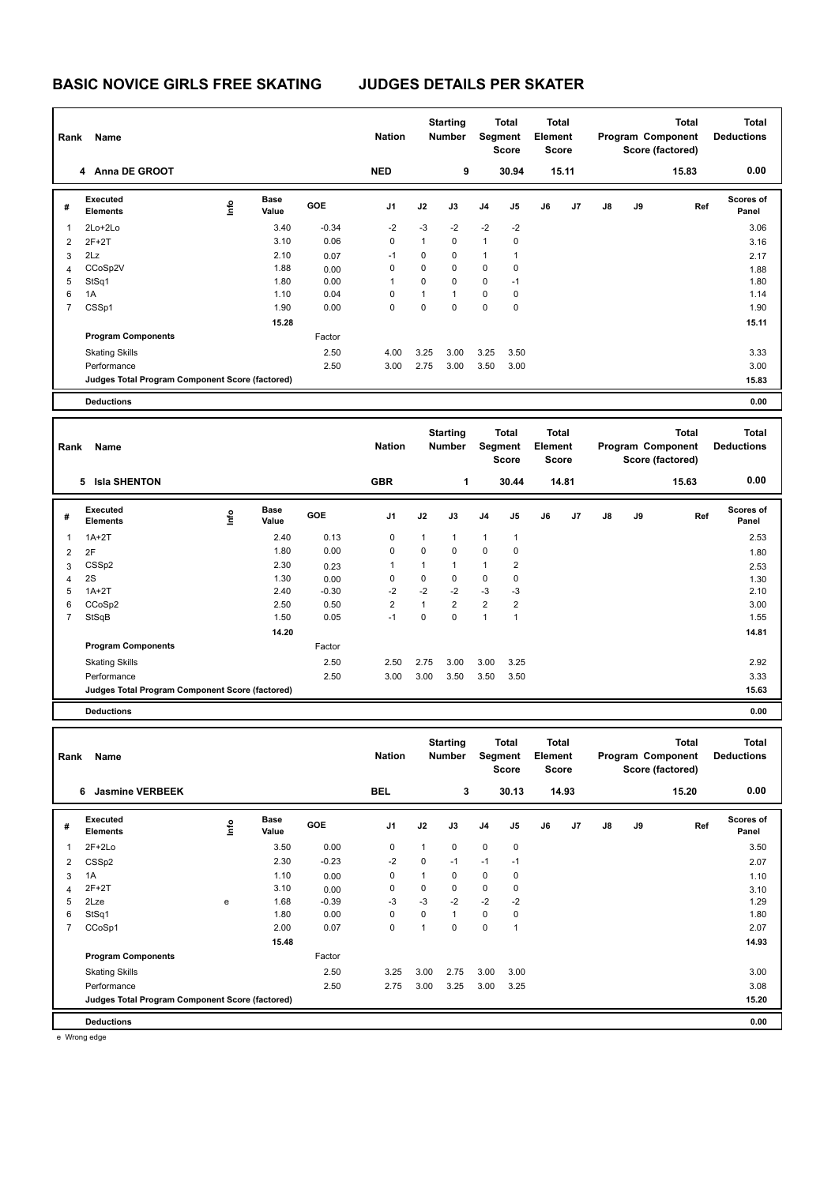# BASIC NOVICE GIRLS FREE SKATING — JUDGES DETAILS PER SKATER

| Rank | Name | Nation | Starting Number | Total Segment Score | Total Element Score | Total Program Component Score (factored) | Total Deductions |
|---|---|---|---|---|---|---|---|
| 4 | Anna DE GROOT | NED | 9 | 30.94 | 15.11 | 15.83 | 0.00 |

| # | Executed Elements | Info | Base Value | GOE | J1 | J2 | J3 | J4 | J5 | J6 | J7 | J8 | J9 | Ref | Scores of Panel |
|---|---|---|---|---|---|---|---|---|---|---|---|---|---|---|---|
| 1 | 2Lo+2Lo | | 3.40 | -0.34 | -2 | -3 | -2 | -2 | -2 | | | | | | 3.06 |
| 2 | 2F+2T | | 3.10 | 0.06 | 0 | 1 | 0 | 1 | 0 | | | | | | 3.16 |
| 3 | 2Lz | | 2.10 | 0.07 | -1 | 0 | 0 | 1 | 1 | | | | | | 2.17 |
| 4 | CCoSp2V | | 1.88 | 0.00 | 0 | 0 | 0 | 0 | 0 | | | | | | 1.88 |
| 5 | StSq1 | | 1.80 | 0.00 | 1 | 0 | 0 | 0 | -1 | | | | | | 1.80 |
| 6 | 1A | | 1.10 | 0.04 | 0 | 1 | 1 | 0 | 0 | | | | | | 1.14 |
| 7 | CSSp1 | | 1.90 | 0.00 | 0 | 0 | 0 | 0 | 0 | | | | | | 1.90 |
| | | | 15.28 | | | | | | | | | | | | 15.11 |
| | **Program Components** | | | Factor | | | | | | | | | | | |
| | Skating Skills | | | 2.50 | 4.00 | 3.25 | 3.00 | 3.25 | 3.50 | | | | | | 3.33 |
| | Performance | | | 2.50 | 3.00 | 2.75 | 3.00 | 3.50 | 3.00 | | | | | | 3.00 |
| | Judges Total Program Component Score (factored) | | | | | | | | | | | | | | 15.83 |
| | **Deductions** | | | | | | | | | | | | | | 0.00 |

| Rank | Name | Nation | Starting Number | Total Segment Score | Total Element Score | Total Program Component Score (factored) | Total Deductions |
|---|---|---|---|---|---|---|---|
| 5 | Isla SHENTON | GBR | 1 | 30.44 | 14.81 | 15.63 | 0.00 |

| # | Executed Elements | Info | Base Value | GOE | J1 | J2 | J3 | J4 | J5 | J6 | J7 | J8 | J9 | Ref | Scores of Panel |
|---|---|---|---|---|---|---|---|---|---|---|---|---|---|---|---|
| 1 | 1A+2T | | 2.40 | 0.13 | 0 | 1 | 1 | 1 | 1 | | | | | | 2.53 |
| 2 | 2F | | 1.80 | 0.00 | 0 | 0 | 0 | 0 | 0 | | | | | | 1.80 |
| 3 | CSSp2 | | 2.30 | 0.23 | 1 | 1 | 1 | 1 | 2 | | | | | | 2.53 |
| 4 | 2S | | 1.30 | 0.00 | 0 | 0 | 0 | 0 | 0 | | | | | | 1.30 |
| 5 | 1A+2T | | 2.40 | -0.30 | -2 | -2 | -2 | -3 | -3 | | | | | | 2.10 |
| 6 | CCoSp2 | | 2.50 | 0.50 | 2 | 1 | 2 | 2 | 2 | | | | | | 3.00 |
| 7 | StSqB | | 1.50 | 0.05 | -1 | 0 | 0 | 1 | 1 | | | | | | 1.55 |
| | | | 14.20 | | | | | | | | | | | | 14.81 |
| | **Program Components** | | | Factor | | | | | | | | | | | |
| | Skating Skills | | | 2.50 | 2.50 | 2.75 | 3.00 | 3.00 | 3.25 | | | | | | 2.92 |
| | Performance | | | 2.50 | 3.00 | 3.00 | 3.50 | 3.50 | 3.50 | | | | | | 3.33 |
| | Judges Total Program Component Score (factored) | | | | | | | | | | | | | | 15.63 |
| | **Deductions** | | | | | | | | | | | | | | 0.00 |

| Rank | Name | Nation | Starting Number | Total Segment Score | Total Element Score | Total Program Component Score (factored) | Total Deductions |
|---|---|---|---|---|---|---|---|
| 6 | Jasmine VERBEEK | BEL | 3 | 30.13 | 14.93 | 15.20 | 0.00 |

| # | Executed Elements | Info | Base Value | GOE | J1 | J2 | J3 | J4 | J5 | J6 | J7 | J8 | J9 | Ref | Scores of Panel |
|---|---|---|---|---|---|---|---|---|---|---|---|---|---|---|---|
| 1 | 2F+2Lo | | 3.50 | 0.00 | 0 | 1 | 0 | 0 | 0 | | | | | | 3.50 |
| 2 | CSSp2 | | 2.30 | -0.23 | -2 | 0 | -1 | -1 | -1 | | | | | | 2.07 |
| 3 | 1A | | 1.10 | 0.00 | 0 | 1 | 0 | 0 | 0 | | | | | | 1.10 |
| 4 | 2F+2T | | 3.10 | 0.00 | 0 | 0 | 0 | 0 | 0 | | | | | | 3.10 |
| 5 | 2Lze | e | 1.68 | -0.39 | -3 | -3 | -2 | -2 | -2 | | | | | | 1.29 |
| 6 | StSq1 | | 1.80 | 0.00 | 0 | 0 | 1 | 0 | 0 | | | | | | 1.80 |
| 7 | CCoSp1 | | 2.00 | 0.07 | 0 | 1 | 0 | 0 | 1 | | | | | | 2.07 |
| | | | 15.48 | | | | | | | | | | | | 14.93 |
| | **Program Components** | | | Factor | | | | | | | | | | | |
| | Skating Skills | | | 2.50 | 3.25 | 3.00 | 2.75 | 3.00 | 3.00 | | | | | | 3.00 |
| | Performance | | | 2.50 | 2.75 | 3.00 | 3.25 | 3.00 | 3.25 | | | | | | 3.08 |
| | Judges Total Program Component Score (factored) | | | | | | | | | | | | | | 15.20 |
| | **Deductions** | | | | | | | | | | | | | | 0.00 |

e Wrong edge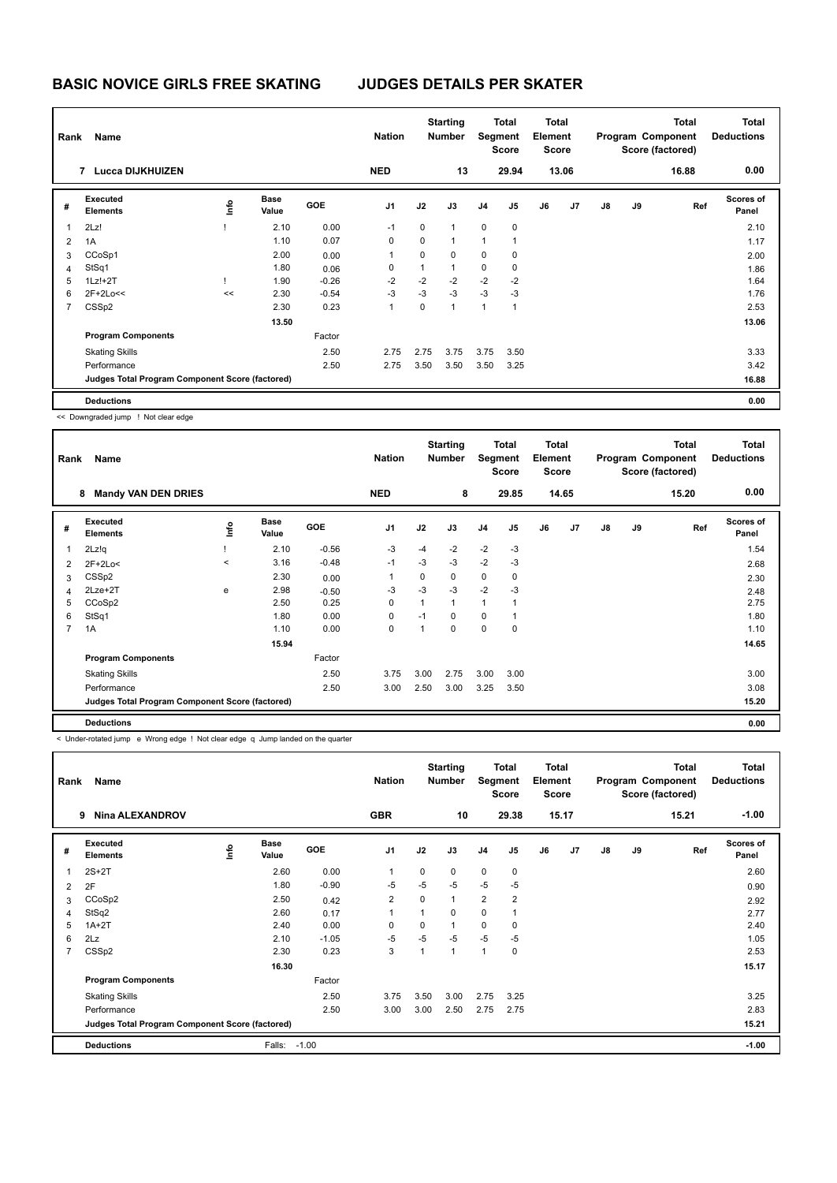# BASIC NOVICE GIRLS FREE SKATING JUDGES DETAILS PER SKATER

| Rank | Name | Nation | Starting Number | Total Segment Score | Total Element Score | Total Program Component Score (factored) | Total Deductions |
|---|---|---|---|---|---|---|---|
| 7 | Lucca DIJKHUIZEN | NED | 13 | 29.94 | 13.06 | 16.88 | 0.00 |

| # | Executed Elements | Info | Base Value | GOE | J1 | J2 | J3 | J4 | J5 | J6 | J7 | J8 | J9 | Ref | Scores of Panel |
|---|---|---|---|---|---|---|---|---|---|---|---|---|---|---|---|
| 1 | 2Lz! | ! | 2.10 | 0.00 | -1 | 0 | 1 | 0 | 0 | | | | | | 2.10 |
| 2 | 1A | | 1.10 | 0.07 | 0 | 0 | 1 | 1 | 1 | | | | | | 1.17 |
| 3 | CCoSp1 | | 2.00 | 0.00 | 1 | 0 | 0 | 0 | 0 | | | | | | 2.00 |
| 4 | StSq1 | | 1.80 | 0.06 | 0 | 1 | 1 | 0 | 0 | | | | | | 1.86 |
| 5 | 1Lz!+2T | ! | 1.90 | -0.26 | -2 | -2 | -2 | -2 | -2 | | | | | | 1.64 |
| 6 | 2F+2Lo<< | << | 2.30 | -0.54 | -3 | -3 | -3 | -3 | -3 | | | | | | 1.76 |
| 7 | CSSp2 | | 2.30 | 0.23 | 1 | 0 | 1 | 1 | 1 | | | | | | 2.53 |
| | | | 13.50 | | | | | | | | | | | | 13.06 |
| | **Program Components** | | | Factor | | | | | | | | | | | |
| | Skating Skills | | | 2.50 | 2.75 | 2.75 | 3.75 | 3.75 | 3.50 | | | | | | 3.33 |
| | Performance | | | 2.50 | 2.75 | 3.50 | 3.50 | 3.50 | 3.25 | | | | | | 3.42 |
| | **Judges Total Program Component Score (factored)** | | | | | | | | | | | | | | 16.88 |
| | **Deductions** | | | | | | | | | | | | | | 0.00 |

<< Downgraded jump ! Not clear edge

| Rank | Name | Nation | Starting Number | Total Segment Score | Total Element Score | Total Program Component Score (factored) | Total Deductions |
|---|---|---|---|---|---|---|---|
| 8 | Mandy VAN DEN DRIES | NED | 8 | 29.85 | 14.65 | 15.20 | 0.00 |

| # | Executed Elements | Info | Base Value | GOE | J1 | J2 | J3 | J4 | J5 | J6 | J7 | J8 | J9 | Ref | Scores of Panel |
|---|---|---|---|---|---|---|---|---|---|---|---|---|---|---|---|
| 1 | 2Lz!q | ! | 2.10 | -0.56 | -3 | -4 | -2 | -2 | -3 | | | | | | 1.54 |
| 2 | 2F+2Lo< | < | 3.16 | -0.48 | -1 | -3 | -3 | -2 | -3 | | | | | | 2.68 |
| 3 | CSSp2 | | 2.30 | 0.00 | 1 | 0 | 0 | 0 | 0 | | | | | | 2.30 |
| 4 | 2Lze+2T | e | 2.98 | -0.50 | -3 | -3 | -3 | -2 | -3 | | | | | | 2.48 |
| 5 | CCoSp2 | | 2.50 | 0.25 | 0 | 1 | 1 | 1 | 1 | | | | | | 2.75 |
| 6 | StSq1 | | 1.80 | 0.00 | 0 | -1 | 0 | 0 | 1 | | | | | | 1.80 |
| 7 | 1A | | 1.10 | 0.00 | 0 | 1 | 0 | 0 | 0 | | | | | | 1.10 |
| | | | 15.94 | | | | | | | | | | | | 14.65 |
| | **Program Components** | | | Factor | | | | | | | | | | | |
| | Skating Skills | | | 2.50 | 3.75 | 3.00 | 2.75 | 3.00 | 3.00 | | | | | | 3.00 |
| | Performance | | | 2.50 | 3.00 | 2.50 | 3.00 | 3.25 | 3.50 | | | | | | 3.08 |
| | **Judges Total Program Component Score (factored)** | | | | | | | | | | | | | | 15.20 |
| | **Deductions** | | | | | | | | | | | | | | 0.00 |

< Under-rotated jump e Wrong edge ! Not clear edge q Jump landed on the quarter

| Rank | Name | Nation | Starting Number | Total Segment Score | Total Element Score | Total Program Component Score (factored) | Total Deductions |
|---|---|---|---|---|---|---|---|
| 9 | Nina ALEXANDROV | GBR | 10 | 29.38 | 15.17 | 15.21 | -1.00 |

| # | Executed Elements | Info | Base Value | GOE | J1 | J2 | J3 | J4 | J5 | J6 | J7 | J8 | J9 | Ref | Scores of Panel |
|---|---|---|---|---|---|---|---|---|---|---|---|---|---|---|---|
| 1 | 2S+2T | | 2.60 | 0.00 | 1 | 0 | 0 | 0 | 0 | | | | | | 2.60 |
| 2 | 2F | | 1.80 | -0.90 | -5 | -5 | -5 | -5 | -5 | | | | | | 0.90 |
| 3 | CCoSp2 | | 2.50 | 0.42 | 2 | 0 | 1 | 2 | 2 | | | | | | 2.92 |
| 4 | StSq2 | | 2.60 | 0.17 | 1 | 1 | 0 | 0 | 1 | | | | | | 2.77 |
| 5 | 1A+2T | | 2.40 | 0.00 | 0 | 0 | 1 | 0 | 0 | | | | | | 2.40 |
| 6 | 2Lz | | 2.10 | -1.05 | -5 | -5 | -5 | -5 | -5 | | | | | | 1.05 |
| 7 | CSSp2 | | 2.30 | 0.23 | 3 | 1 | 1 | 1 | 0 | | | | | | 2.53 |
| | | | 16.30 | | | | | | | | | | | | 15.17 |
| | **Program Components** | | | Factor | | | | | | | | | | | |
| | Skating Skills | | | 2.50 | 3.75 | 3.50 | 3.00 | 2.75 | 3.25 | | | | | | 3.25 |
| | Performance | | | 2.50 | 3.00 | 3.00 | 2.50 | 2.75 | 2.75 | | | | | | 2.83 |
| | **Judges Total Program Component Score (factored)** | | | | | | | | | | | | | | 15.21 |
| | **Deductions** | | Falls: | -1.00 | | | | | | | | | | | -1.00 |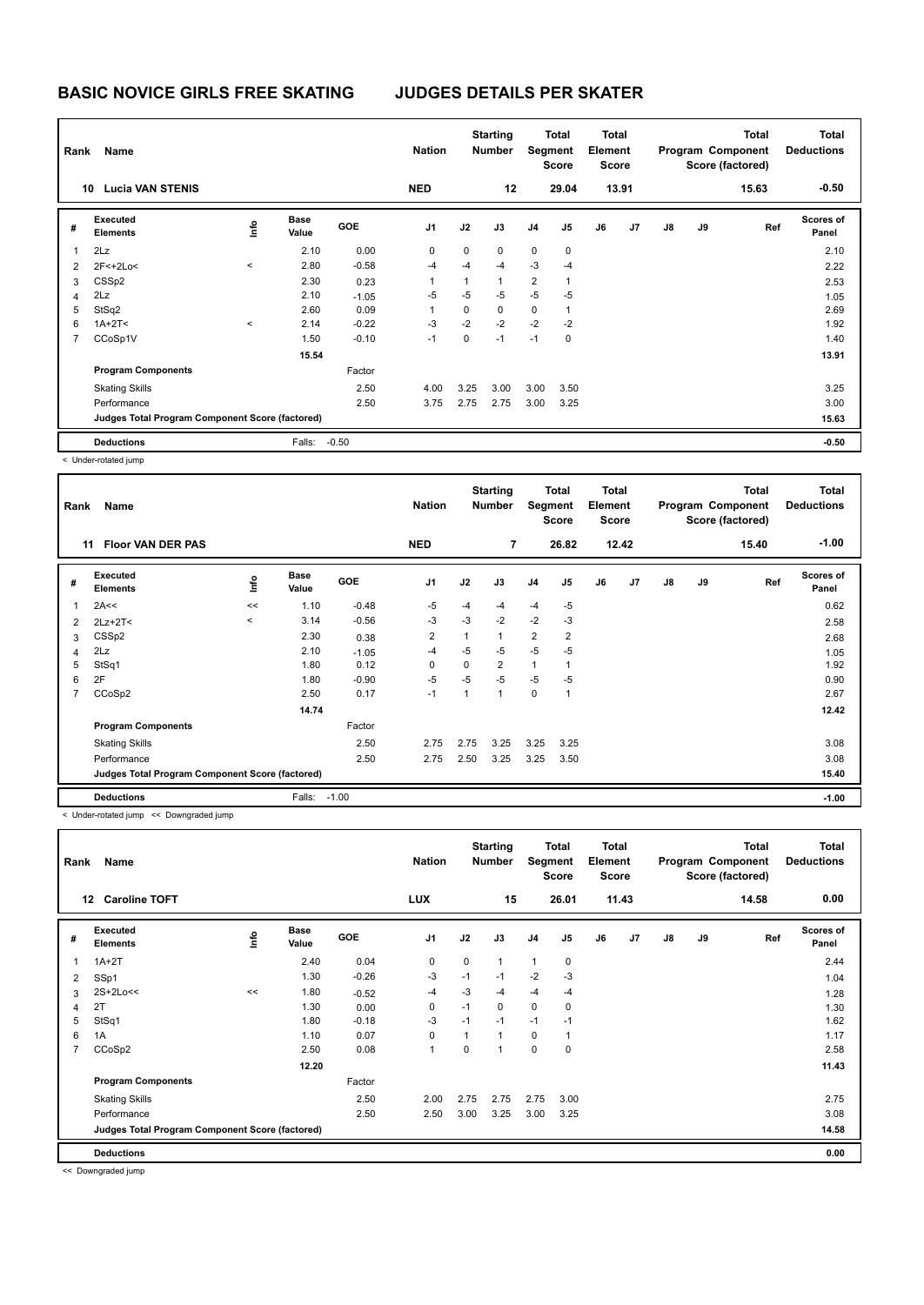# BASIC NOVICE GIRLS FREE SKATING JUDGES DETAILS PER SKATER

| Rank | Name | Nation | Starting Number | Total Segment Score | Total Element Score | Total Program Component Score (factored) | Total Deductions |
|---|---|---|---|---|---|---|---|
| 10 | Lucia VAN STENIS | NED | 12 | 29.04 | 13.91 | 15.63 | -0.50 |

| # | Executed Elements | Info | Base Value | GOE | J1 | J2 | J3 | J4 | J5 | J6 | J7 | J8 | J9 | Ref | Scores of Panel |
|---|---|---|---|---|---|---|---|---|---|---|---|---|---|---|---|
| 1 | 2Lz | | 2.10 | 0.00 | 0 | 0 | 0 | 0 | 0 | | | | | | 2.10 |
| 2 | 2F<+2Lo< | < | 2.80 | -0.58 | -4 | -4 | -4 | -3 | -4 | | | | | | 2.22 |
| 3 | CSSp2 | | 2.30 | 0.23 | 1 | 1 | 1 | 2 | 1 | | | | | | 2.53 |
| 4 | 2Lz | | 2.10 | -1.05 | -5 | -5 | -5 | -5 | -5 | | | | | | 1.05 |
| 5 | StSq2 | | 2.60 | 0.09 | 1 | 0 | 0 | 0 | 1 | | | | | | 2.69 |
| 6 | 1A+2T< | < | 2.14 | -0.22 | -3 | -2 | -2 | -2 | -2 | | | | | | 1.92 |
| 7 | CCoSp1V | | 1.50 | -0.10 | -1 | 0 | -1 | -1 | 0 | | | | | | 1.40 |
| | | | 15.54 | | | | | | | | | | | | 13.91 |
| | **Program Components** | | | Factor | | | | | | | | | | | |
| | Skating Skills | | | 2.50 | 4.00 | 3.25 | 3.00 | 3.00 | 3.50 | | | | | | 3.25 |
| | Performance | | | 2.50 | 3.75 | 2.75 | 2.75 | 3.00 | 3.25 | | | | | | 3.00 |
| | **Judges Total Program Component Score (factored)** | | | | | | | | | | | | | | 15.63 |
| | **Deductions** | | Falls: | -0.50 | | | | | | | | | | | -0.50 |

< Under-rotated jump

| Rank | Name | Nation | Starting Number | Total Segment Score | Total Element Score | Total Program Component Score (factored) | Total Deductions |
|---|---|---|---|---|---|---|---|
| 11 | Floor VAN DER PAS | NED | 7 | 26.82 | 12.42 | 15.40 | -1.00 |

| # | Executed Elements | Info | Base Value | GOE | J1 | J2 | J3 | J4 | J5 | J6 | J7 | J8 | J9 | Ref | Scores of Panel |
|---|---|---|---|---|---|---|---|---|---|---|---|---|---|---|---|
| 1 | 2A<< | << | 1.10 | -0.48 | -5 | -4 | -4 | -4 | -5 | | | | | | 0.62 |
| 2 | 2Lz+2T< | < | 3.14 | -0.56 | -3 | -3 | -2 | -2 | -3 | | | | | | 2.58 |
| 3 | CSSp2 | | 2.30 | 0.38 | 2 | 1 | 1 | 2 | 2 | | | | | | 2.68 |
| 4 | 2Lz | | 2.10 | -1.05 | -4 | -5 | -5 | -5 | -5 | | | | | | 1.05 |
| 5 | StSq1 | | 1.80 | 0.12 | 0 | 0 | 2 | 1 | 1 | | | | | | 1.92 |
| 6 | 2F | | 1.80 | -0.90 | -5 | -5 | -5 | -5 | -5 | | | | | | 0.90 |
| 7 | CCoSp2 | | 2.50 | 0.17 | -1 | 1 | 1 | 0 | 1 | | | | | | 2.67 |
| | | | 14.74 | | | | | | | | | | | | 12.42 |
| | **Program Components** | | | Factor | | | | | | | | | | | |
| | Skating Skills | | | 2.50 | 2.75 | 2.75 | 3.25 | 3.25 | 3.25 | | | | | | 3.08 |
| | Performance | | | 2.50 | 2.75 | 2.50 | 3.25 | 3.25 | 3.50 | | | | | | 3.08 |
| | **Judges Total Program Component Score (factored)** | | | | | | | | | | | | | | 15.40 |
| | **Deductions** | | Falls: | -1.00 | | | | | | | | | | | -1.00 |

< Under-rotated jump << Downgraded jump

| Rank | Name | Nation | Starting Number | Total Segment Score | Total Element Score | Total Program Component Score (factored) | Total Deductions |
|---|---|---|---|---|---|---|---|
| 12 | Caroline TOFT | LUX | 15 | 26.01 | 11.43 | 14.58 | 0.00 |

| # | Executed Elements | Info | Base Value | GOE | J1 | J2 | J3 | J4 | J5 | J6 | J7 | J8 | J9 | Ref | Scores of Panel |
|---|---|---|---|---|---|---|---|---|---|---|---|---|---|---|---|
| 1 | 1A+2T | | 2.40 | 0.04 | 0 | 0 | 1 | 1 | 0 | | | | | | 2.44 |
| 2 | SSp1 | | 1.30 | -0.26 | -3 | -1 | -1 | -2 | -3 | | | | | | 1.04 |
| 3 | 2S+2Lo<< | << | 1.80 | -0.52 | -4 | -3 | -4 | -4 | -4 | | | | | | 1.28 |
| 4 | 2T | | 1.30 | 0.00 | 0 | -1 | 0 | 0 | 0 | | | | | | 1.30 |
| 5 | StSq1 | | 1.80 | -0.18 | -3 | -1 | -1 | -1 | -1 | | | | | | 1.62 |
| 6 | 1A | | 1.10 | 0.07 | 0 | 1 | 1 | 0 | 1 | | | | | | 1.17 |
| 7 | CCoSp2 | | 2.50 | 0.08 | 1 | 0 | 1 | 0 | 0 | | | | | | 2.58 |
| | | | 12.20 | | | | | | | | | | | | 11.43 |
| | **Program Components** | | | Factor | | | | | | | | | | | |
| | Skating Skills | | | 2.50 | 2.00 | 2.75 | 2.75 | 2.75 | 3.00 | | | | | | 2.75 |
| | Performance | | | 2.50 | 2.50 | 3.00 | 3.25 | 3.00 | 3.25 | | | | | | 3.08 |
| | **Judges Total Program Component Score (factored)** | | | | | | | | | | | | | | 14.58 |
| | **Deductions** | | | | | | | | | | | | | | 0.00 |

<< Downgraded jump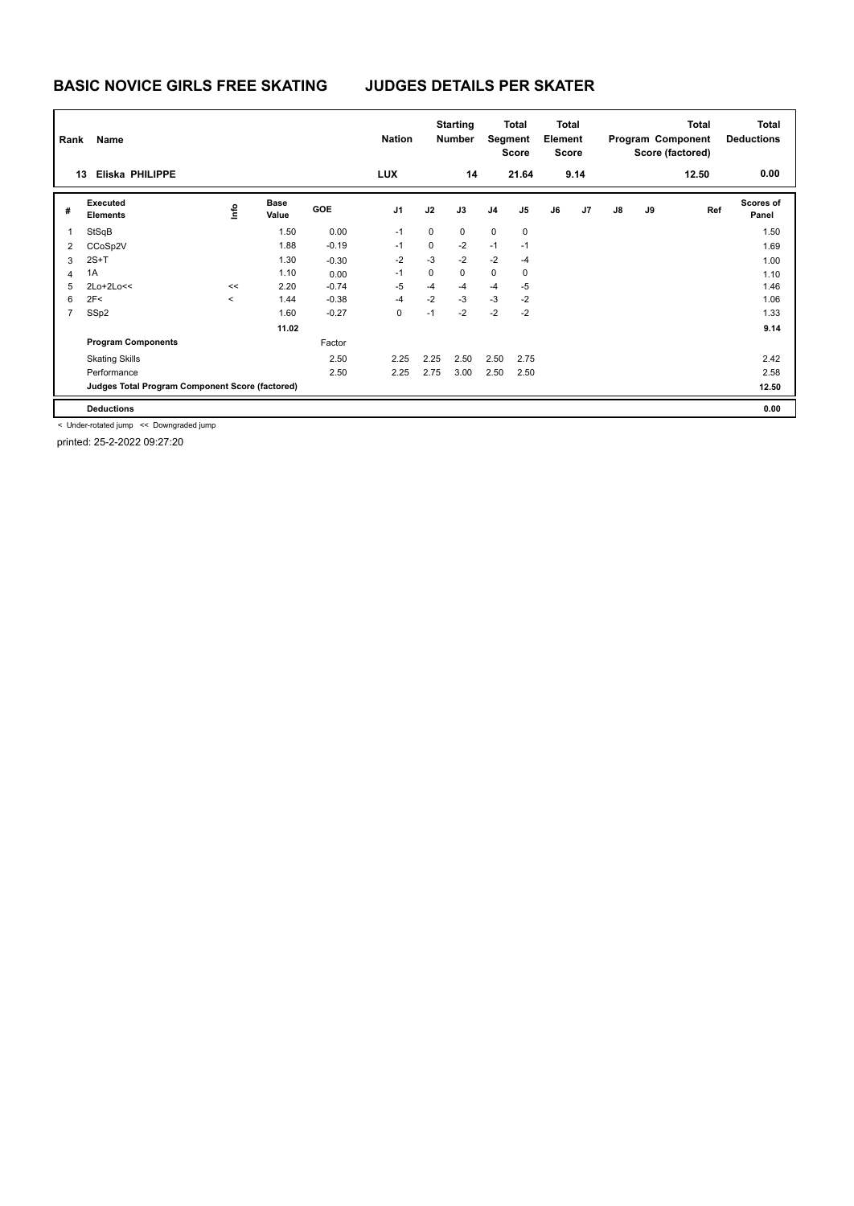## BASIC NOVICE GIRLS FREE SKATING JUDGES DETAILS PER SKATER

| Rank | Name | Nation | Starting Number | Total Segment Score | Total Element Score | Total Program Component Score (factored) | Total Deductions |
|---|---|---|---|---|---|---|---|
| 13 | Eliska PHILIPPE | LUX | 14 | 21.64 | 9.14 | 12.50 | 0.00 |

| # | Executed Elements | Info | Base Value | GOE | J1 | J2 | J3 | J4 | J5 | J6 | J7 | J8 | J9 | Ref | Scores of Panel |
|---|---|---|---|---|---|---|---|---|---|---|---|---|---|---|---|
| 1 | StSqB | | 1.50 | 0.00 | -1 | 0 | 0 | 0 | 0 | | | | | | 1.50 |
| 2 | CCoSp2V | | 1.88 | -0.19 | -1 | 0 | -2 | -1 | -1 | | | | | | 1.69 |
| 3 | 2S+T | | 1.30 | -0.30 | -2 | -3 | -2 | -2 | -4 | | | | | | 1.00 |
| 4 | 1A | | 1.10 | 0.00 | -1 | 0 | 0 | 0 | 0 | | | | | | 1.10 |
| 5 | 2Lo+2Lo<< | << | 2.20 | -0.74 | -5 | -4 | -4 | -4 | -5 | | | | | | 1.46 |
| 6 | 2F< | < | 1.44 | -0.38 | -4 | -2 | -3 | -3 | -2 | | | | | | 1.06 |
| 7 | SSp2 | | 1.60 | -0.27 | 0 | -1 | -2 | -2 | -2 | | | | | | 1.33 |
| | | | 11.02 | | | | | | | | | | | | 9.14 |
| | **Program Components** | | | Factor | | | | | | | | | | | |
| | Skating Skills | | | 2.50 | 2.25 | 2.25 | 2.50 | 2.50 | 2.75 | | | | | | 2.42 |
| | Performance | | | 2.50 | 2.25 | 2.75 | 3.00 | 2.50 | 2.50 | | | | | | 2.58 |
| | **Judges Total Program Component Score (factored)** | | | | | | | | | | | | | | 12.50 |
| | **Deductions** | | | | | | | | | | | | | | 0.00 |

< Under-rotated jump << Downgraded jump

printed: 25-2-2022 09:27:20